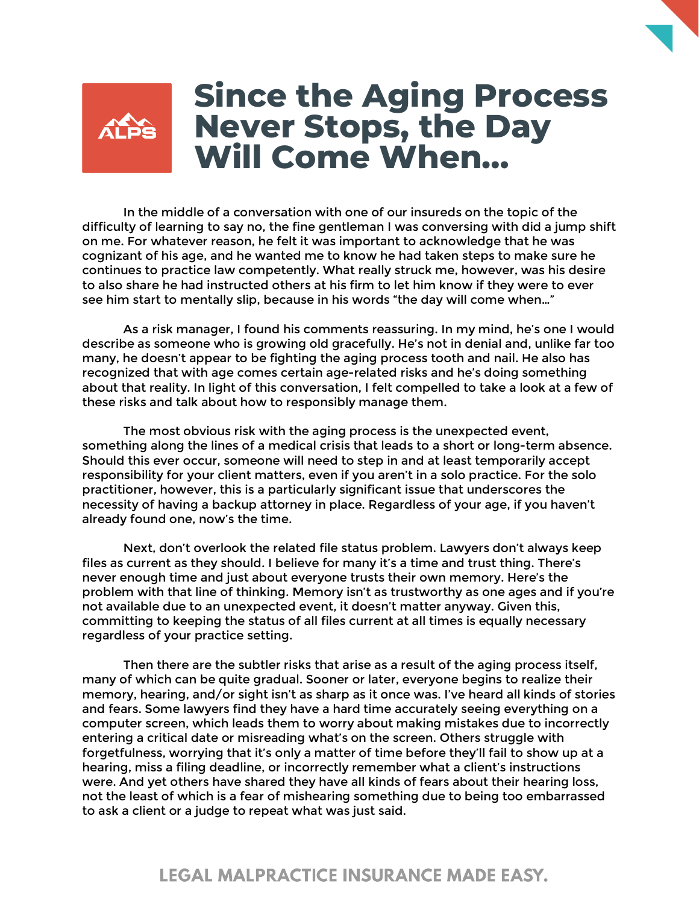# Since the Aging Process Never Stops, the Day Will Come When...

In the middle of a conversation with one of our insureds on the topic of the difficulty of learning to say no, the fine gentleman I was conversing with did a jump shift on me. For whatever reason, he felt it was important to acknowledge that he was cognizant of his age, and he wanted me to know he had taken steps to make sure he continues to practice law competently. What really struck me, however, was his desire to also share he had instructed others at his firm to let him know if they were to ever see him start to mentally slip, because in his words "the day will come when…"

As a risk manager, I found his comments reassuring. In my mind, he's one I would describe as someone who is growing old gracefully. He's not in denial and, unlike far too many, he doesn't appear to be fighting the aging process tooth and nail. He also has recognized that with age comes certain age-related risks and he's doing something about that reality. In light of this conversation, I felt compelled to take a look at a few of these risks and talk about how to responsibly manage them.

The most obvious risk with the aging process is the unexpected event, something along the lines of a medical crisis that leads to a short or long-term absence. Should this ever occur, someone will need to step in and at least temporarily accept responsibility for your client matters, even if you aren't in a solo practice. For the solo practitioner, however, this is a particularly significant issue that underscores the necessity of having a backup attorney in place. Regardless of your age, if you haven't already found one, now's the time.

Next, don't overlook the related file status problem. Lawyers don't always keep files as current as they should. I believe for many it's a time and trust thing. There's never enough time and just about everyone trusts their own memory. Here's the problem with that line of thinking. Memory isn't as trustworthy as one ages and if you're not available due to an unexpected event, it doesn't matter anyway. Given this, committing to keeping the status of all files current at all times is equally necessary regardless of your practice setting.

Then there are the subtler risks that arise as a result of the aging process itself, many of which can be quite gradual. Sooner or later, everyone begins to realize their memory, hearing, and/or sight isn't as sharp as it once was. I've heard all kinds of stories and fears. Some lawyers find they have a hard time accurately seeing everything on a computer screen, which leads them to worry about making mistakes due to incorrectly entering a critical date or misreading what's on the screen. Others struggle with forgetfulness, worrying that it's only a matter of time before they'll fail to show up at a hearing, miss a filing deadline, or incorrectly remember what a client's instructions were. And yet others have shared they have all kinds of fears about their hearing loss, not the least of which is a fear of mishearing something due to being too embarrassed to ask a client or a judge to repeat what was just said.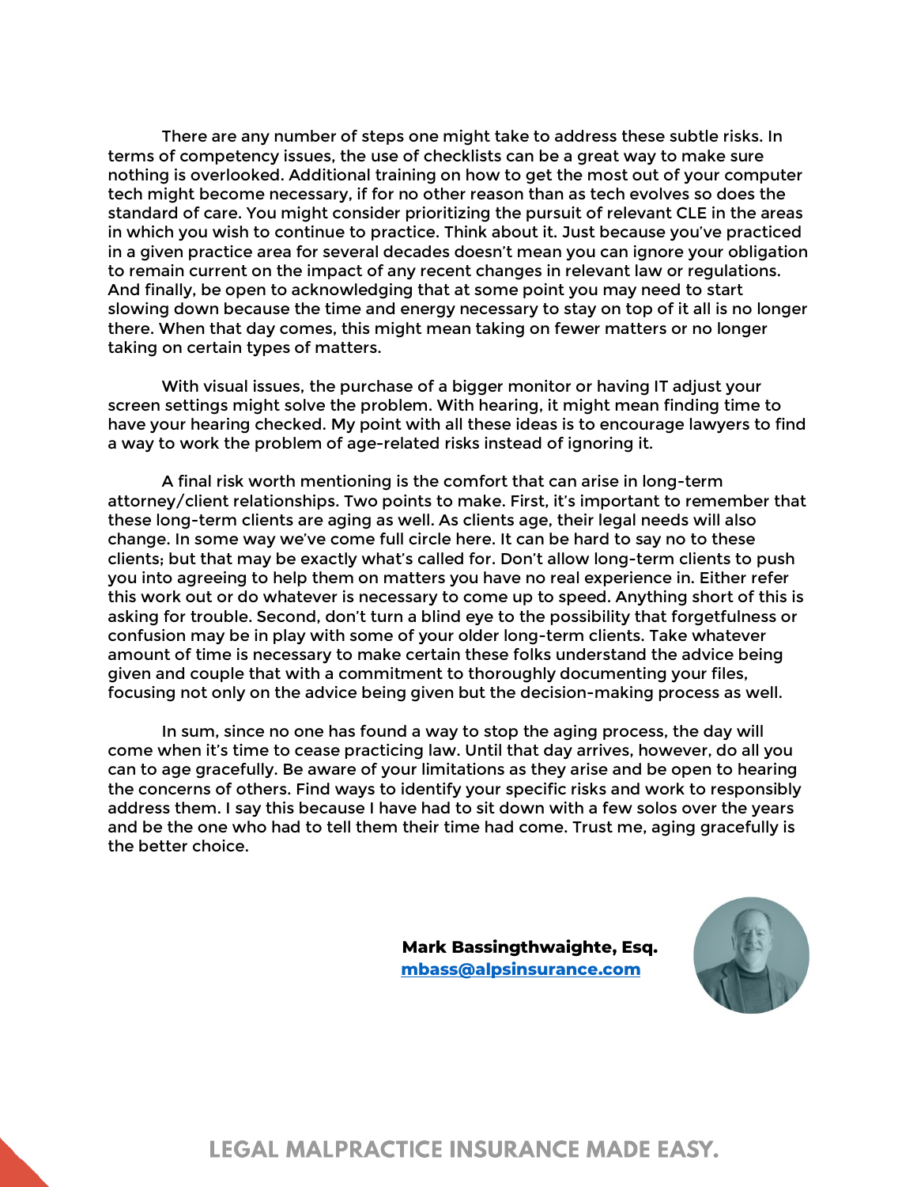There are any number of steps one might take to address these subtle risks. In terms of competency issues, the use of checklists can be a great way to make sure nothing is overlooked. Additional training on how to get the most out of your computer tech might become necessary, if for no other reason than as tech evolves so does the standard of care. You might consider prioritizing the pursuit of relevant CLE in the areas in which you wish to continue to practice. Think about it. Just because you've practiced in a given practice area for several decades doesn't mean you can ignore your obligation to remain current on the impact of any recent changes in relevant law or regulations. And finally, be open to acknowledging that at some point you may need to start slowing down because the time and energy necessary to stay on top of it all is no longer there. When that day comes, this might mean taking on fewer matters or no longer taking on certain types of matters.

With visual issues, the purchase of a bigger monitor or having IT adjust your screen settings might solve the problem. With hearing, it might mean finding time to have your hearing checked. My point with all these ideas is to encourage lawyers to find a way to work the problem of age-related risks instead of ignoring it.

A final risk worth mentioning is the comfort that can arise in long-term attorney/client relationships. Two points to make. First, it's important to remember that these long-term clients are aging as well. As clients age, their legal needs will also change. In some way we've come full circle here. It can be hard to say no to these clients; but that may be exactly what's called for. Don't allow long-term clients to push you into agreeing to help them on matters you have no real experience in. Either refer this work out or do whatever is necessary to come up to speed. Anything short of this is asking for trouble. Second, don't turn a blind eye to the possibility that forgetfulness or confusion may be in play with some of your older long-term clients. Take whatever amount of time is necessary to make certain these folks understand the advice being given and couple that with a commitment to thoroughly documenting your files, focusing not only on the advice being given but the decision-making process as well.

In sum, since no one has found a way to stop the aging process, the day will come when it's time to cease practicing law. Until that day arrives, however, do all you can to age gracefully. Be aware of your limitations as they arise and be open to hearing the concerns of others. Find ways to identify your specific risks and work to responsibly address them. I say this because I have had to sit down with a few solos over the years and be the one who had to tell them their time had come. Trust me, aging gracefully is the better choice.

**Mark Bassingthwaighte, Esq.**
**mbass@alpsinsurance.com**

LEGAL MALPRACTICE INSURANCE MADE EASY.